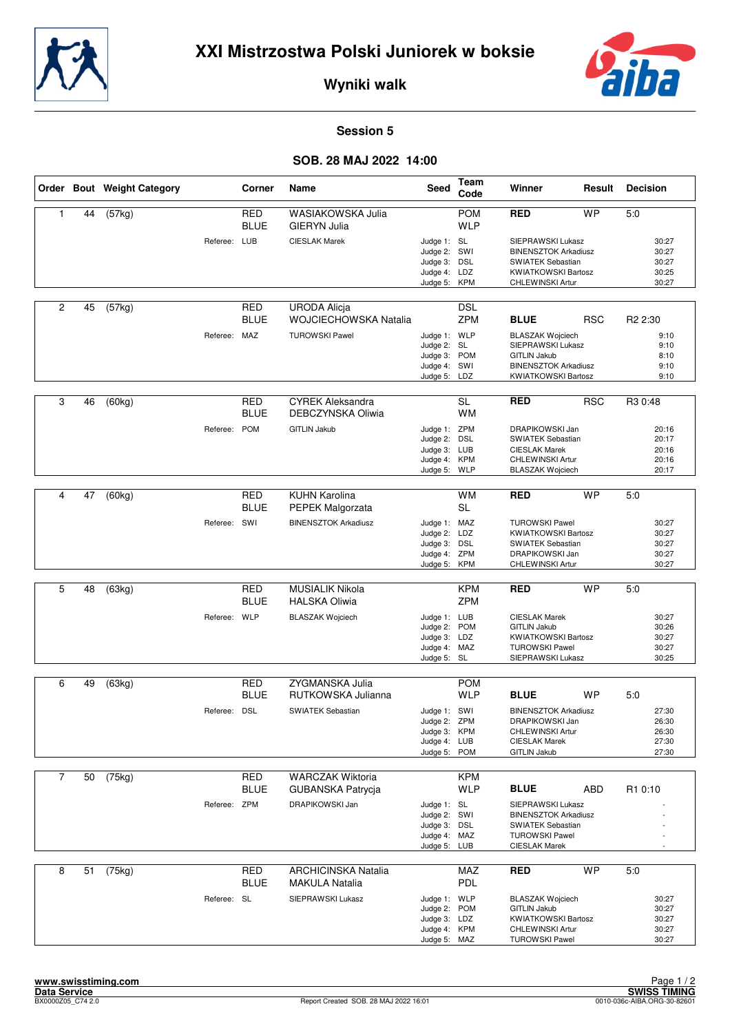# XXI Mistrzostwa Polski Juniorek w boksie

## Wyniki walk

### Session 5

### SOB. 28 MAJ 2022 14:00

| Order | Bout | Weight Category | Corner | Name | Seed | Team Code | Winner | Result | Decision |
|---|---|---|---|---|---|---|---|---|---|
| 1 | 44 | (57kg) | RED | WASIAKOWSKA Julia | | POM | **RED** | WP | 5:0 |
| | | | BLUE | GIERYN Julia | | WLP | | | |
| | | Referee: | LUB | CIESLAK Marek | Judge 1: | SL | SIEPRAWSKI Lukasz | | 30:27 |
| | | | | | Judge 2: | SWI | BINENSZTOK Arkadiusz | | 30:27 |
| | | | | | Judge 3: | DSL | SWIATEK Sebastian | | 30:27 |
| | | | | | Judge 4: | LDZ | KWIATKOWSKI Bartosz | | 30:25 |
| | | | | | Judge 5: | KPM | CHLEWINSKI Artur | | 30:27 |
| 2 | 45 | (57kg) | RED | URODA Alicja | | DSL | | | |
| | | | BLUE | WOJCIECHOWSKA Natalia | | ZPM | **BLUE** | RSC | R2 2:30 |
| | | Referee: | MAZ | TUROWSKI Pawel | Judge 1: | WLP | BLASZAK Wojciech | | 9:10 |
| | | | | | Judge 2: | SL | SIEPRAWSKI Lukasz | | 9:10 |
| | | | | | Judge 3: | POM | GITLIN Jakub | | 8:10 |
| | | | | | Judge 4: | SWI | BINENSZTOK Arkadiusz | | 9:10 |
| | | | | | Judge 5: | LDZ | KWIATKOWSKI Bartosz | | 9:10 |
| 3 | 46 | (60kg) | RED | CYREK Aleksandra | | SL | **RED** | RSC | R3 0:48 |
| | | | BLUE | DEBCZYNSKA Oliwia | | WM | | | |
| | | Referee: | POM | GITLIN Jakub | Judge 1: | ZPM | DRAPIKOWSKI Jan | | 20:16 |
| | | | | | Judge 2: | DSL | SWIATEK Sebastian | | 20:17 |
| | | | | | Judge 3: | LUB | CIESLAK Marek | | 20:16 |
| | | | | | Judge 4: | KPM | CHLEWINSKI Artur | | 20:16 |
| | | | | | Judge 5: | WLP | BLASZAK Wojciech | | 20:17 |
| 4 | 47 | (60kg) | RED | KUHN Karolina | | WM | **RED** | WP | 5:0 |
| | | | BLUE | PEPEK Malgorzata | | SL | | | |
| | | Referee: | SWI | BINENSZTOK Arkadiusz | Judge 1: | MAZ | TUROWSKI Pawel | | 30:27 |
| | | | | | Judge 2: | LDZ | KWIATKOWSKI Bartosz | | 30:27 |
| | | | | | Judge 3: | DSL | SWIATEK Sebastian | | 30:27 |
| | | | | | Judge 4: | ZPM | DRAPIKOWSKI Jan | | 30:27 |
| | | | | | Judge 5: | KPM | CHLEWINSKI Artur | | 30:27 |
| 5 | 48 | (63kg) | RED | MUSIALIK Nikola | | KPM | **RED** | WP | 5:0 |
| | | | BLUE | HALSKA Oliwia | | ZPM | | | |
| | | Referee: | WLP | BLASZAK Wojciech | Judge 1: | LUB | CIESLAK Marek | | 30:27 |
| | | | | | Judge 2: | POM | GITLIN Jakub | | 30:26 |
| | | | | | Judge 3: | LDZ | KWIATKOWSKI Bartosz | | 30:27 |
| | | | | | Judge 4: | MAZ | TUROWSKI Pawel | | 30:27 |
| | | | | | Judge 5: | SL | SIEPRAWSKI Lukasz | | 30:25 |
| 6 | 49 | (63kg) | RED | ZYGMANSKA Julia | | POM | | | |
| | | | BLUE | RUTKOWSKA Julianna | | WLP | **BLUE** | WP | 5:0 |
| | | Referee: | DSL | SWIATEK Sebastian | Judge 1: | SWI | BINENSZTOK Arkadiusz | | 27:30 |
| | | | | | Judge 2: | ZPM | DRAPIKOWSKI Jan | | 26:30 |
| | | | | | Judge 3: | KPM | CHLEWINSKI Artur | | 26:30 |
| | | | | | Judge 4: | LUB | CIESLAK Marek | | 27:30 |
| | | | | | Judge 5: | POM | GITLIN Jakub | | 27:30 |
| 7 | 50 | (75kg) | RED | WARCZAK Wiktoria | | KPM | | | |
| | | | BLUE | GUBANSKA Patrycja | | WLP | **BLUE** | ABD | R1 0:10 |
| | | Referee: | ZPM | DRAPIKOWSKI Jan | Judge 1: | SL | SIEPRAWSKI Lukasz | | - |
| | | | | | Judge 2: | SWI | BINENSZTOK Arkadiusz | | - |
| | | | | | Judge 3: | DSL | SWIATEK Sebastian | | - |
| | | | | | Judge 4: | MAZ | TUROWSKI Pawel | | - |
| | | | | | Judge 5: | LUB | CIESLAK Marek | | - |
| 8 | 51 | (75kg) | RED | ARCHICINSKA Natalia | | MAZ | **RED** | WP | 5:0 |
| | | | BLUE | MAKULA Natalia | | PDL | | | |
| | | Referee: | SL | SIEPRAWSKI Lukasz | Judge 1: | WLP | BLASZAK Wojciech | | 30:27 |
| | | | | | Judge 2: | POM | GITLIN Jakub | | 30:27 |
| | | | | | Judge 3: | LDZ | KWIATKOWSKI Bartosz | | 30:27 |
| | | | | | Judge 4: | KPM | CHLEWINSKI Artur | | 30:27 |
| | | | | | Judge 5: | MAZ | TUROWSKI Pawel | | 30:27 |

www.swisstiming.com
Data Service
BX0000Z05_C74 2.0 Report Created SOB. 28 MAJ 2022 16:01
SWISS TIMING
0010-036c-AIBA.ORG-30-82601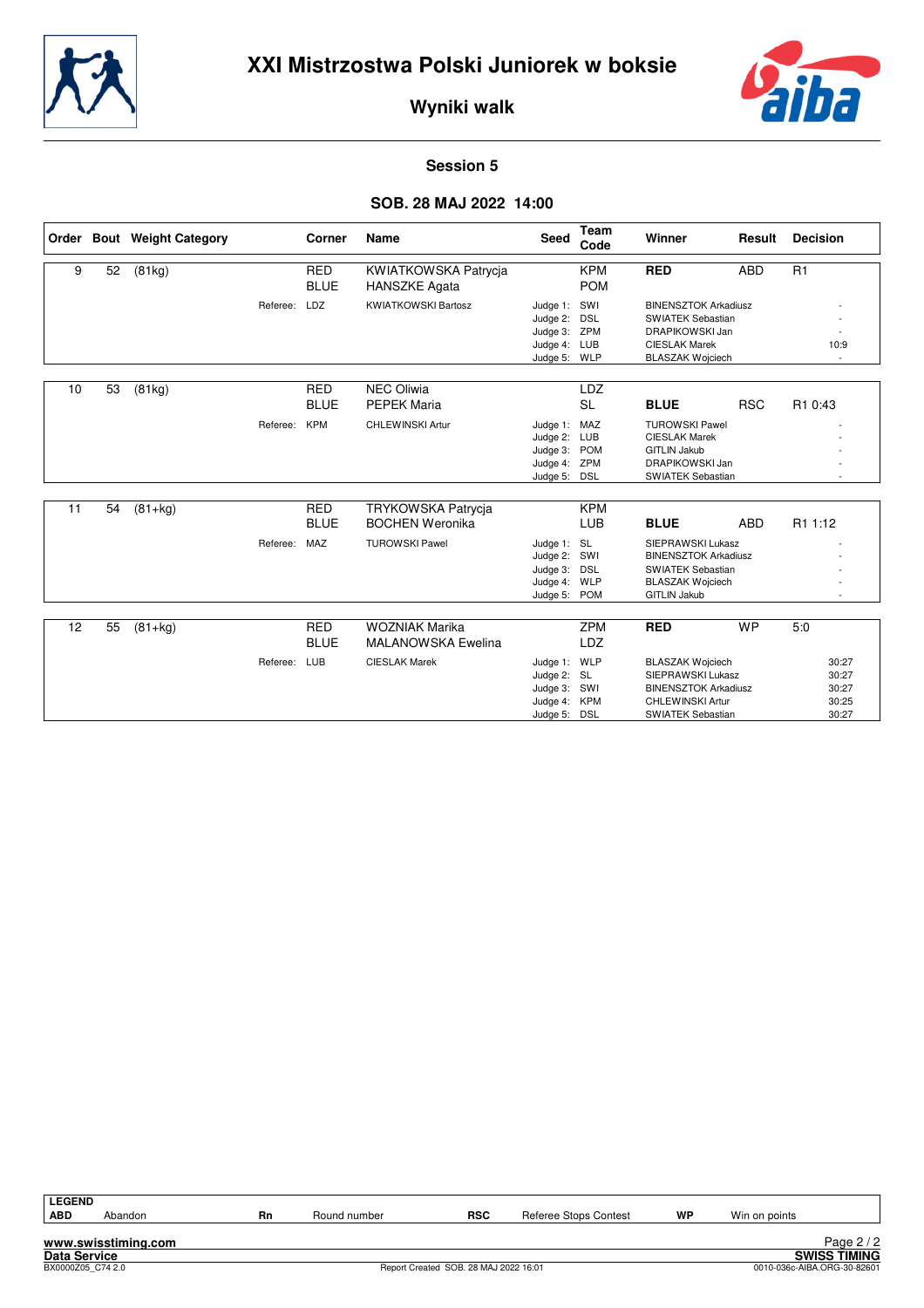# XXI Mistrzostwa Polski Juniorek w boksie

## Wyniki walk

### Session 5

### SOB. 28 MAJ 2022 14:00

| Order | Bout | Weight Category | | Corner | Name | Seed | Team Code | Winner | Result | Decision |
|---|---|---|---|---|---|---|---|---|---|---|
| 9 | 52 | (81kg) | | RED | KWIATKOWSKA Patrycja | | KPM | **RED** | ABD | R1 |
| | | | | BLUE | HANSZKE Agata | | POM | | | |
| | | | Referee: | LDZ | KWIATKOWSKI Bartosz | Judge 1: | SWI | BINENSZTOK Arkadiusz | | - |
| | | | | | | Judge 2: | DSL | SWIATEK Sebastian | | - |
| | | | | | | Judge 3: | ZPM | DRAPIKOWSKI Jan | | - |
| | | | | | | Judge 4: | LUB | CIESLAK Marek | | 10:9 |
| | | | | | | Judge 5: | WLP | BLASZAK Wojciech | | - |
| 10 | 53 | (81kg) | | RED | NEC Oliwia | | LDZ | | | |
| | | | | BLUE | PEPEK Maria | | SL | **BLUE** | RSC | R1 0:43 |
| | | | Referee: | KPM | CHLEWINSKI Artur | Judge 1: | MAZ | TUROWSKI Pawel | | - |
| | | | | | | Judge 2: | LUB | CIESLAK Marek | | - |
| | | | | | | Judge 3: | POM | GITLIN Jakub | | - |
| | | | | | | Judge 4: | ZPM | DRAPIKOWSKI Jan | | - |
| | | | | | | Judge 5: | DSL | SWIATEK Sebastian | | - |
| 11 | 54 | (81+kg) | | RED | TRYKOWSKA Patrycja | | KPM | | | |
| | | | | BLUE | BOCHEN Weronika | | LUB | **BLUE** | ABD | R1 1:12 |
| | | | Referee: | MAZ | TUROWSKI Pawel | Judge 1: | SL | SIEPRAWSKI Lukasz | | - |
| | | | | | | Judge 2: | SWI | BINENSZTOK Arkadiusz | | - |
| | | | | | | Judge 3: | DSL | SWIATEK Sebastian | | - |
| | | | | | | Judge 4: | WLP | BLASZAK Wojciech | | - |
| | | | | | | Judge 5: | POM | GITLIN Jakub | | - |
| 12 | 55 | (81+kg) | | RED | WOZNIAK Marika | | ZPM | **RED** | WP | 5:0 |
| | | | | BLUE | MALANOWSKA Ewelina | | LDZ | | | |
| | | | Referee: | LUB | CIESLAK Marek | Judge 1: | WLP | BLASZAK Wojciech | | 30:27 |
| | | | | | | Judge 2: | SL | SIEPRAWSKI Lukasz | | 30:27 |
| | | | | | | Judge 3: | SWI | BINENSZTOK Arkadiusz | | 30:27 |
| | | | | | | Judge 4: | KPM | CHLEWINSKI Artur | | 30:25 |
| | | | | | | Judge 5: | DSL | SWIATEK Sebastian | | 30:27 |

**LEGEND**

| | | | | | | | |
|---|---|---|---|---|---|---|---|
| **ABD** | Abandon | **Rn** | Round number | **RSC** | Referee Stops Contest | **WP** | Win on points |

www.swisstiming.com
Data Service
BX0000Z05_C74 2.0
Report Created SOB. 28 MAJ 2022 16:01
SWISS TIMING
0010-036c-AIBA.ORG-30-82601